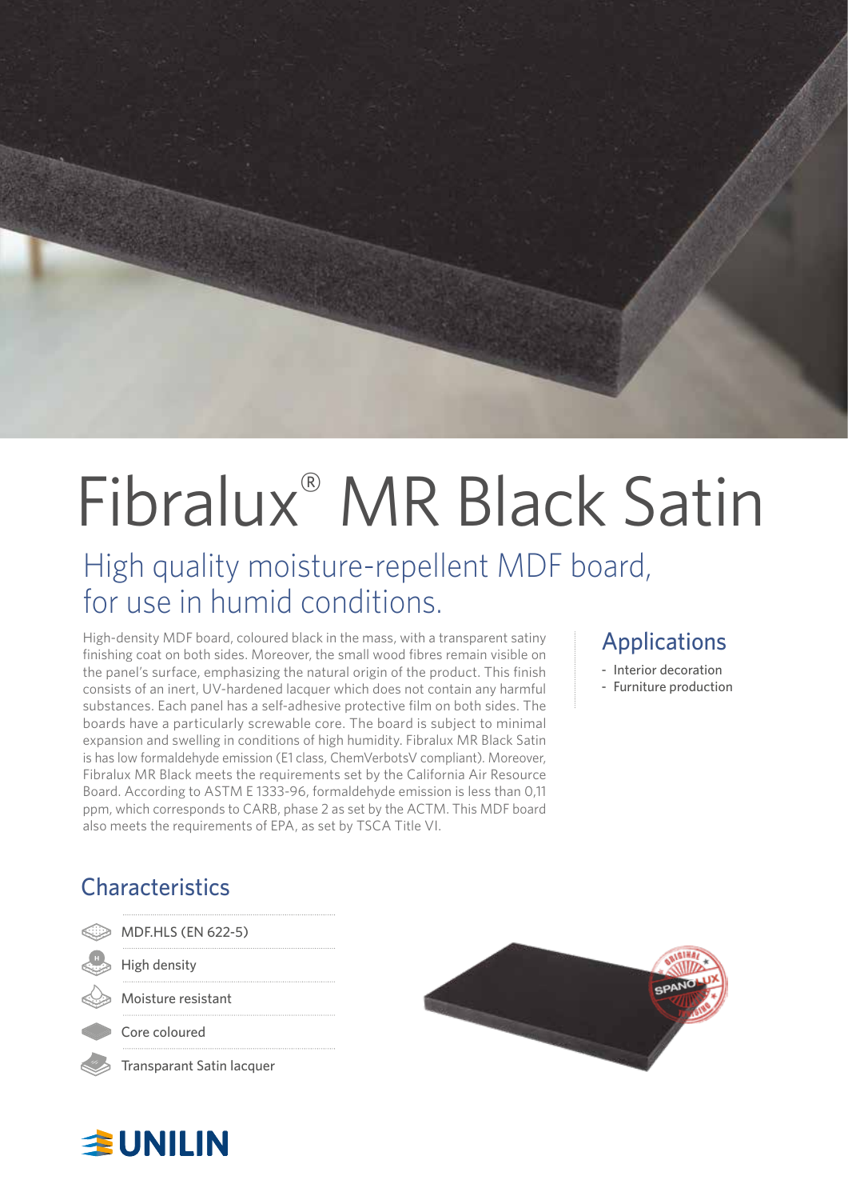# Fibralux® MR Black Satin

## High quality moisture-repellent MDF board, for use in humid conditions.

High-density MDF board, coloured black in the mass, with a transparent satiny finishing coat on both sides. Moreover, the small wood fibres remain visible on the panel's surface, emphasizing the natural origin of the product. This finish consists of an inert, UV-hardened lacquer which does not contain any harmful substances. Each panel has a self-adhesive protective film on both sides. The boards have a particularly screwable core. The board is subject to minimal expansion and swelling in conditions of high humidity. Fibralux MR Black Satin is has low formaldehyde emission (E1 class, ChemVerbotsV compliant). Moreover, Fibralux MR Black meets the requirements set by the California Air Resource Board. According to ASTM E 1333-96, formaldehyde emission is less than 0,11 ppm, which corresponds to CARB, phase 2 as set by the ACTM. This MDF board also meets the requirements of EPA, as set by TSCA Title VI.

## Applications

- Interior decoration
- Furniture production

## Characteristics

- MDF.HLS (EN 622-5)
- High density
- Moisture resistant
- Core coloured
- Transparant Satin lacquer

UNILIN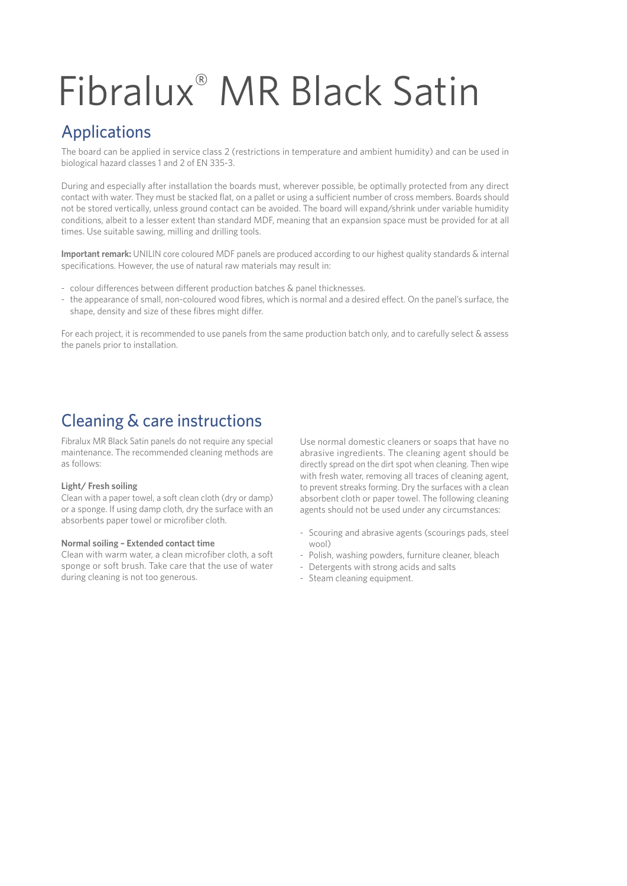# Fibralux® MR Black Satin

## Applications

The board can be applied in service class 2 (restrictions in temperature and ambient humidity) and can be used in biological hazard classes 1 and 2 of EN 335-3.

During and especially after installation the boards must, wherever possible, be optimally protected from any direct contact with water. They must be stacked flat, on a pallet or using a sufficient number of cross members. Boards should not be stored vertically, unless ground contact can be avoided. The board will expand/shrink under variable humidity conditions, albeit to a lesser extent than standard MDF, meaning that an expansion space must be provided for at all times. Use suitable sawing, milling and drilling tools.

**Important remark:** UNILIN core coloured MDF panels are produced according to our highest quality standards & internal specifications. However, the use of natural raw materials may result in:

- colour differences between different production batches & panel thicknesses.
- the appearance of small, non-coloured wood fibres, which is normal and a desired effect. On the panel's surface, the shape, density and size of these fibres might differ.

For each project, it is recommended to use panels from the same production batch only, and to carefully select & assess the panels prior to installation.

## Cleaning & care instructions

Fibralux MR Black Satin panels do not require any special maintenance. The recommended cleaning methods are as follows:

**Light/ Fresh soiling**

Clean with a paper towel, a soft clean cloth (dry or damp) or a sponge. If using damp cloth, dry the surface with an absorbents paper towel or microfiber cloth.

**Normal soiling – Extended contact time**

Clean with warm water, a clean microfiber cloth, a soft sponge or soft brush. Take care that the use of water during cleaning is not too generous.

Use normal domestic cleaners or soaps that have no abrasive ingredients. The cleaning agent should be directly spread on the dirt spot when cleaning. Then wipe with fresh water, removing all traces of cleaning agent, to prevent streaks forming. Dry the surfaces with a clean absorbent cloth or paper towel. The following cleaning agents should not be used under any circumstances:

- Scouring and abrasive agents (scourings pads, steel wool)
- Polish, washing powders, furniture cleaner, bleach
- Detergents with strong acids and salts
- Steam cleaning equipment.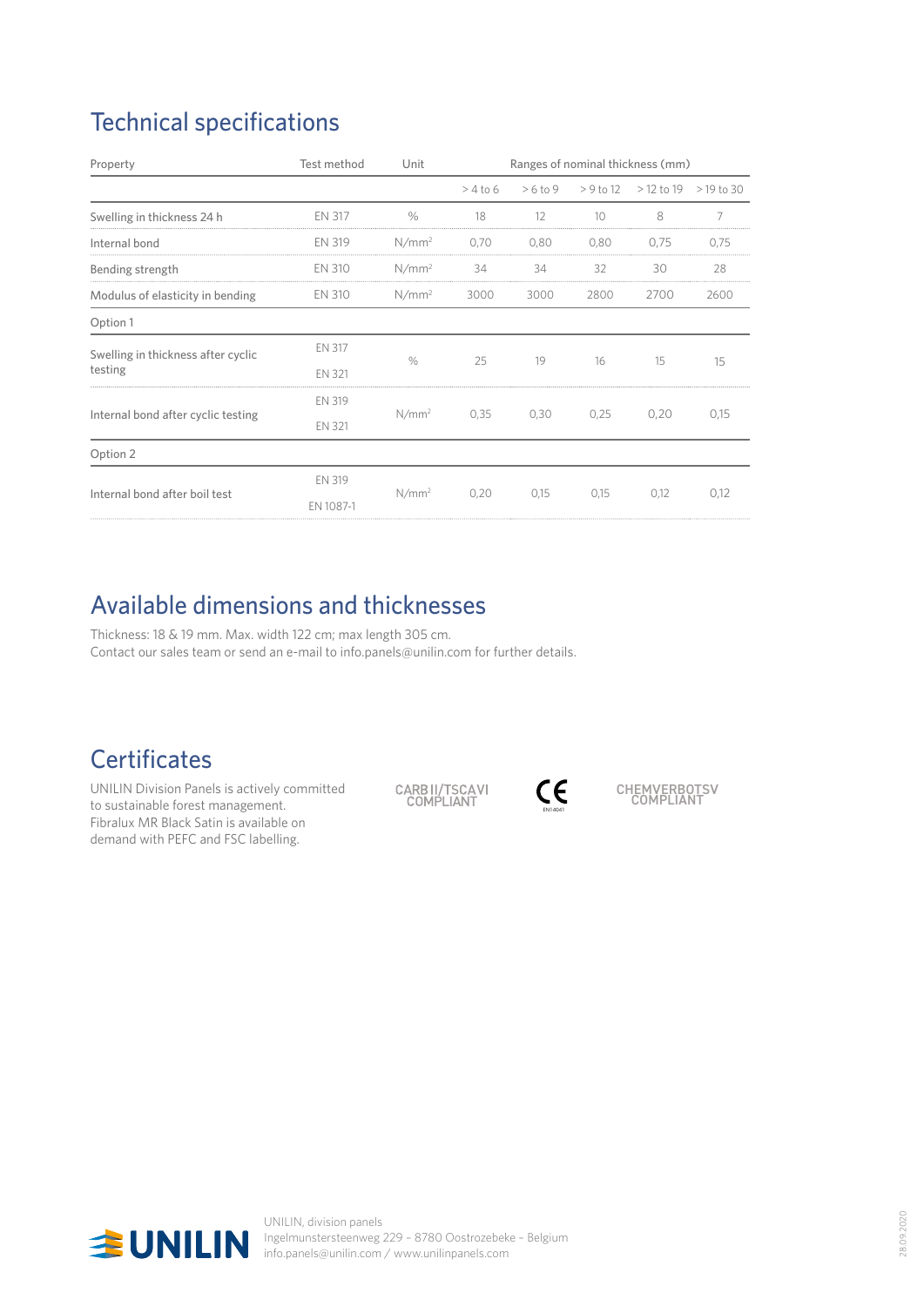## Technical specifications

| Property | Test method | Unit | Ranges of nominal thickness (mm) | | | | |
|---|---|---|---|---|---|---|---|
| | | | > 4 to 6 | > 6 to 9 | > 9 to 12 | > 12 to 19 | > 19 to 30 |
| Swelling in thickness 24 h | EN 317 | % | 18 | 12 | 10 | 8 | 7 |
| Internal bond | EN 319 | N/mm² | 0,70 | 0,80 | 0,80 | 0,75 | 0,75 |
| Bending strength | EN 310 | N/mm² | 34 | 34 | 32 | 30 | 28 |
| Modulus of elasticity in bending | EN 310 | N/mm² | 3000 | 3000 | 2800 | 2700 | 2600 |
| Option 1 | | | | | | | |
| Swelling in thickness after cyclic testing | EN 317 EN 321 | % | 25 | 19 | 16 | 15 | 15 |
| Internal bond after cyclic testing | EN 319 EN 321 | N/mm² | 0,35 | 0,30 | 0,25 | 0,20 | 0,15 |
| Option 2 | | | | | | | |
| Internal bond after boil test | EN 319 EN 1087-1 | N/mm² | 0,20 | 0,15 | 0,15 | 0,12 | 0,12 |

## Available dimensions and thicknesses

Thickness: 18 & 19 mm. Max. width 122 cm; max length 305 cm.
Contact our sales team or send an e-mail to info.panels@unilin.com for further details.

## Certificates

UNILIN Division Panels is actively committed to sustainable forest management. Fibralux MR Black Satin is available on demand with PEFC and FSC labelling.

CARB II/TSCA VI COMPLIANT

CE
EN14041

CHEMVERBOTSV COMPLIANT

UNILIN
UNILIN, division panels
Ingelmunstersteenweg 229 – 8780 Oostrozebeke – Belgium
info.panels@unilin.com / www.unilinpanels.com

28.09.2020